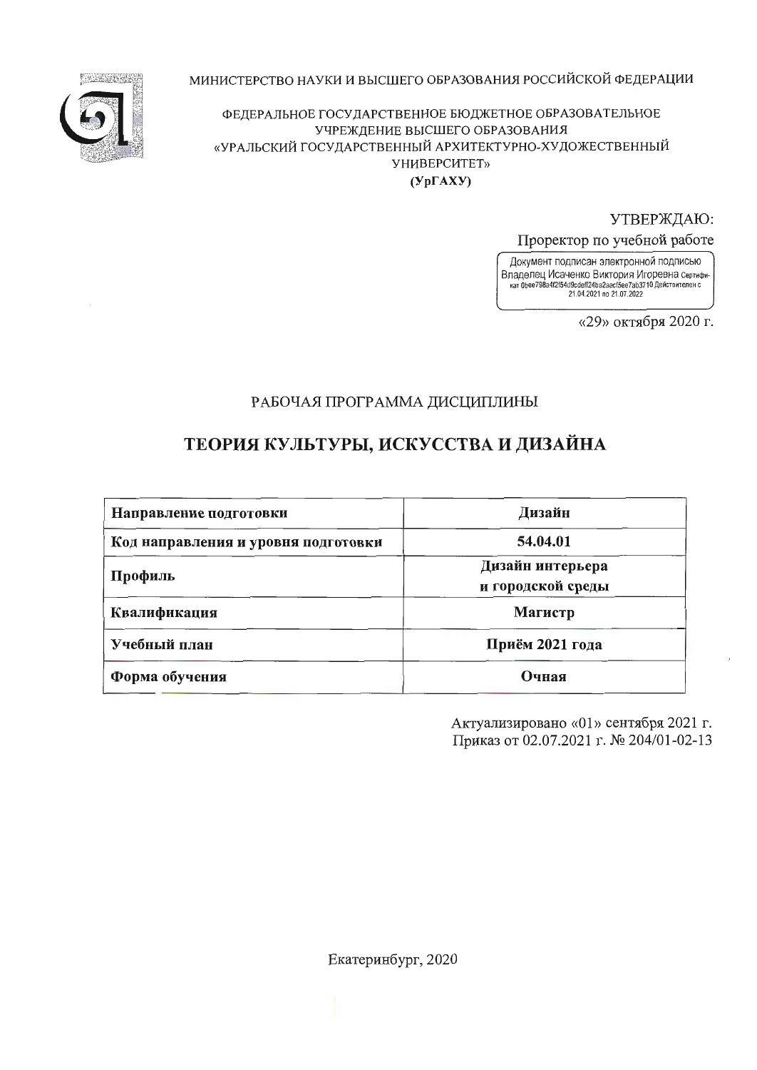МИНИСТЕРСТВО НАУКИ И ВЫСШЕГО ОБРАЗОВАНИЯ РОССИЙСКОЙ ФЕДЕРАЦИИ

ФЕДЕРАЛЬНОЕ ГОСУДАРСТВЕННОЕ БЮДЖЕТНОЕ ОБРАЗОВАТЕЛЬНОЕ УЧРЕЖДЕНИЕ ВЫСШЕГО ОБРАЗОВАНИЯ
«УРАЛЬСКИЙ ГОСУДАРСТВЕННЫЙ АРХИТЕКТУРНО-ХУДОЖЕСТВЕННЫЙ УНИВЕРСИТЕТ»
**(УрГАХУ)**

УТВЕРЖДАЮ:
Проректор по учебной работе

Документ подписан электронной подписью
Владелец Исаченко Виктория Игоревна Сертификат 0bee798a4f2f54d9cdeff24ba2aacf5ee7ab3710 Действителен с 21.04.2021 по 21.07.2022

«29» октября 2020 г.

РАБОЧАЯ ПРОГРАММА ДИСЦИПЛИНЫ

# ТЕОРИЯ КУЛЬТУРЫ, ИСКУССТВА И ДИЗАЙНА

| **Направление подготовки** | **Дизайн** |
|---|---|
| **Код направления и уровня подготовки** | **54.04.01** |
| **Профиль** | **Дизайн интерьера и городской среды** |
| **Квалификация** | **Магистр** |
| **Учебный план** | **Приём 2021 года** |
| **Форма обучения** | **Очная** |

Актуализировано «01» сентября 2021 г.
Приказ от 02.07.2021 г. № 204/01-02-13

Екатеринбург, 2020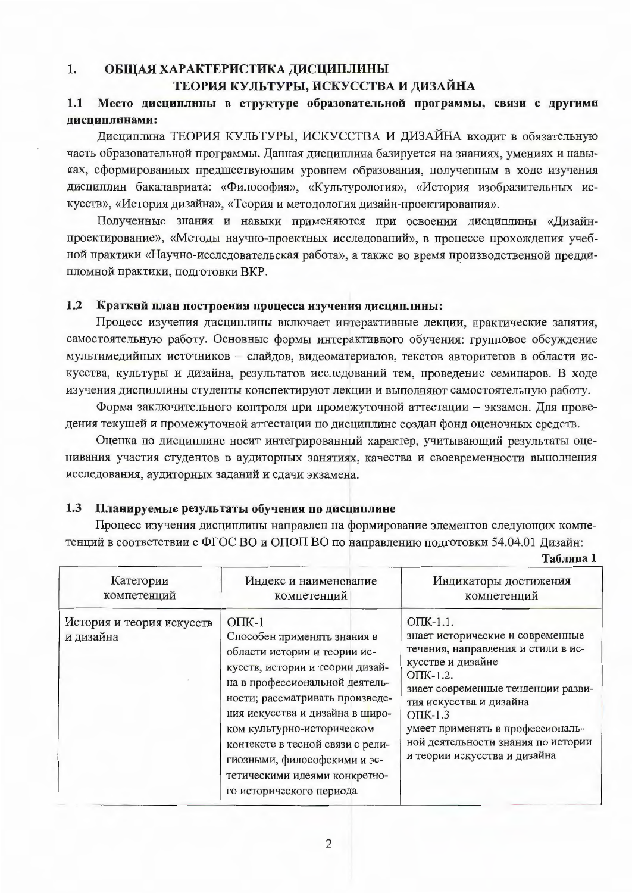# 1. ОБЩАЯ ХАРАКТЕРИСТИКА ДИСЦИПЛИНЫ ТЕОРИЯ КУЛЬТУРЫ, ИСКУССТВА И ДИЗАЙНА

## 1.1 Место дисциплины в структуре образовательной программы, связи с другими дисциплинами:

Дисциплина ТЕОРИЯ КУЛЬТУРЫ, ИСКУССТВА И ДИЗАЙНА входит в обязательную часть образовательной программы. Данная дисциплина базируется на знаниях, умениях и навыках, сформированных предшествующим уровнем образования, полученным в ходе изучения дисциплин бакалавриата: «Философия», «Культурология», «История изобразительных искусств», «История дизайна», «Теория и методология дизайн-проектирования».

Полученные знания и навыки применяются при освоении дисциплины «Дизайн-проектирование», «Методы научно-проектных исследований», в процессе прохождения учебной практики «Научно-исследовательская работа», а также во время производственной преддипломной практики, подготовки ВКР.

## 1.2 Краткий план построения процесса изучения дисциплины:

Процесс изучения дисциплины включает интерактивные лекции, практические занятия, самостоятельную работу. Основные формы интерактивного обучения: групповое обсуждение мультимедийных источников – слайдов, видеоматериалов, текстов авторитетов в области искусства, культуры и дизайна, результатов исследований тем, проведение семинаров. В ходе изучения дисциплины студенты конспектируют лекции и выполняют самостоятельную работу.

Форма заключительного контроля при промежуточной аттестации – экзамен. Для проведения текущей и промежуточной аттестации по дисциплине создан фонд оценочных средств.

Оценка по дисциплине носит интегрированный характер, учитывающий результаты оценивания участия студентов в аудиторных занятиях, качества и своевременности выполнения исследования, аудиторных заданий и сдачи экзамена.

## 1.3 Планируемые результаты обучения по дисциплине

Процесс изучения дисциплины направлен на формирование элементов следующих компетенций в соответствии с ФГОС ВО и ОПОП ВО по направлению подготовки 54.04.01 Дизайн:

**Таблица 1**

| Категории компетенций | Индекс и наименование компетенций | Индикаторы достижения компетенций |
|---|---|---|
| История и теория искусств и дизайна | ОПК-1 Способен применять знания в области истории и теории искусств, истории и теории дизайна в профессиональной деятельности; рассматривать произведения искусства и дизайна в широком культурно-историческом контексте в тесной связи с религиозными, философскими и эстетическими идеями конкретного исторического периода | ОПК-1.1. знает исторические и современные течения, направления и стили в искусстве и дизайне<br>ОПК-1.2. знает современные тенденции развития искусства и дизайна<br>ОПК-1.3 умеет применять в профессиональной деятельности знания по истории и теории искусства и дизайна |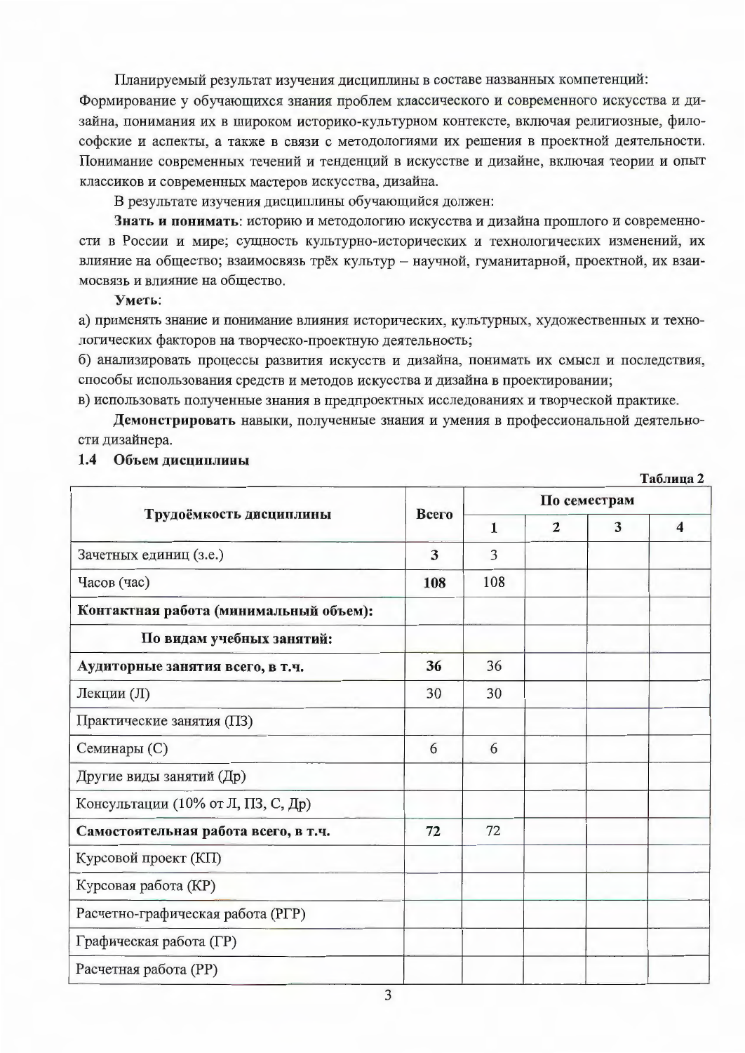Планируемый результат изучения дисциплины в составе названных компетенций: Формирование у обучающихся знания проблем классического и современного искусства и дизайна, понимания их в широком историко-культурном контексте, включая религиозные, философские и аспекты, а также в связи с методологиями их решения в проектной деятельности. Понимание современных течений и тенденций в искусстве и дизайне, включая теории и опыт классиков и современных мастеров искусства, дизайна.

В результате изучения дисциплины обучающийся должен:

**Знать и понимать**: историю и методологию искусства и дизайна прошлого и современности в России и мире; сущность культурно-исторических и технологических изменений, их влияние на общество; взаимосвязь трёх культур – научной, гуманитарной, проектной, их взаимосвязь и влияние на общество.

**Уметь**:

а) применять знание и понимание влияния исторических, культурных, художественных и технологических факторов на творческо-проектную деятельность;

б) анализировать процессы развития искусств и дизайна, понимать их смысл и последствия, способы использования средств и методов искусства и дизайна в проектировании;

в) использовать полученные знания в предпроектных исследованиях и творческой практике.

**Демонстрировать** навыки, полученные знания и умения в профессиональной деятельности дизайнера.

### 1.4 Объем дисциплины

**Таблица 2**

| Трудоёмкость дисциплины | Всего | По семестрам | | | |
|---|---|---|---|---|---|
| | | 1 | 2 | 3 | 4 |
| Зачетных единиц (з.е.) | **3** | 3 | | | |
| Часов (час) | **108** | 108 | | | |
| **Контактная работа (минимальный объем):** | | | | | |
| **По видам учебных занятий:** | | | | | |
| **Аудиторные занятия всего, в т.ч.** | **36** | 36 | | | |
| Лекции (Л) | 30 | 30 | | | |
| Практические занятия (ПЗ) | | | | | |
| Семинары (С) | 6 | 6 | | | |
| Другие виды занятий (Др) | | | | | |
| Консультации (10% от Л, ПЗ, С, Др) | | | | | |
| **Самостоятельная работа всего, в т.ч.** | **72** | 72 | | | |
| Курсовой проект (КП) | | | | | |
| Курсовая работа (КР) | | | | | |
| Расчетно-графическая работа (РГР) | | | | | |
| Графическая работа (ГР) | | | | | |
| Расчетная работа (РР) | | | | | |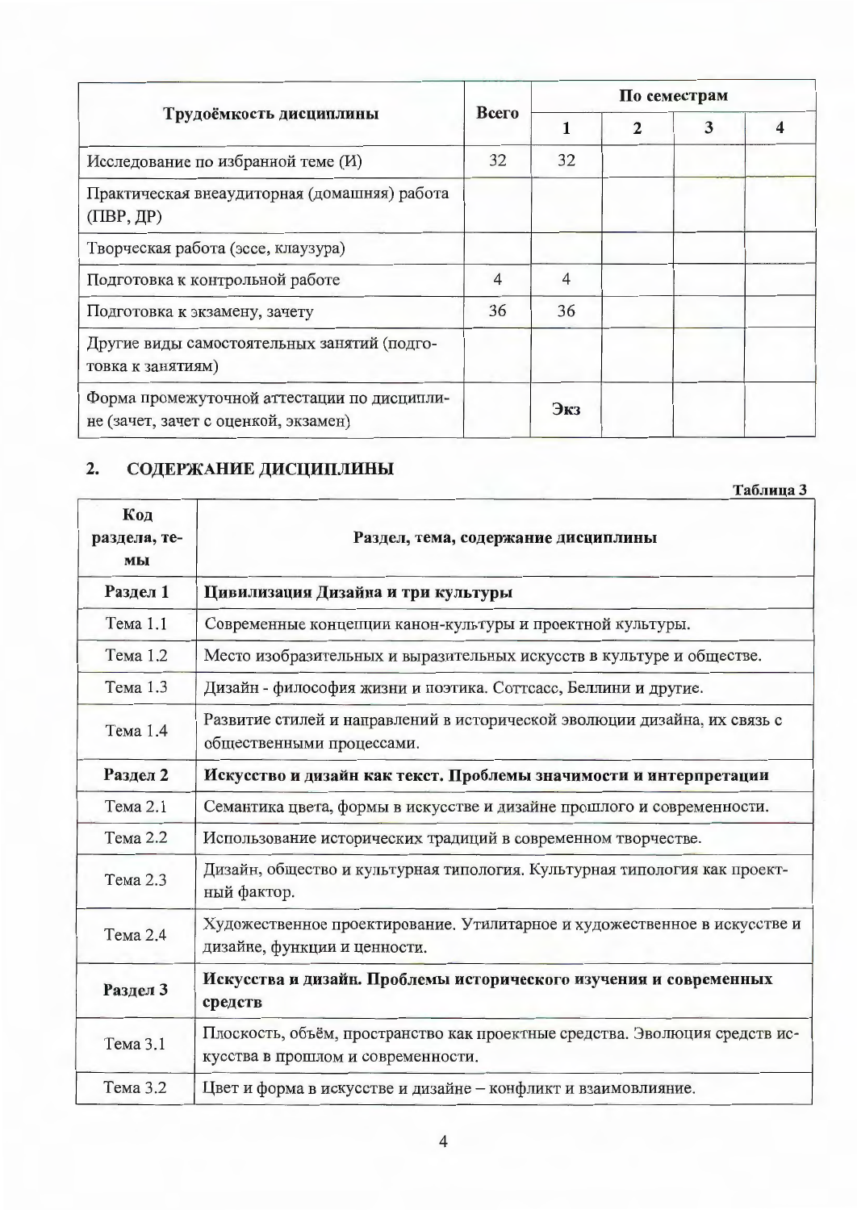| Трудоёмкость дисциплины | Всего | По семестрам | | | |
|---|---|---|---|---|---|
| | | 1 | 2 | 3 | 4 |
| Исследование по избранной теме (И) | 32 | 32 | | | |
| Практическая внеаудиторная (домашняя) работа (ПВР, ДР) | | | | | |
| Творческая работа (эссе, клаузура) | | | | | |
| Подготовка к контрольной работе | 4 | 4 | | | |
| Подготовка к экзамену, зачету | 36 | 36 | | | |
| Другие виды самостоятельных занятий (подготовка к занятиям) | | | | | |
| Форма промежуточной аттестации по дисциплине (зачет, зачет с оценкой, экзамен) | | **Экз** | | | |

## 2. СОДЕРЖАНИЕ ДИСЦИПЛИНЫ

**Таблица 3**

| Код раздела, темы | Раздел, тема, содержание дисциплины |
|---|---|
| **Раздел 1** | **Цивилизация Дизайна и три культуры** |
| Тема 1.1 | Современные концепции канон-культуры и проектной культуры. |
| Тема 1.2 | Место изобразительных и выразительных искусств в культуре и обществе. |
| Тема 1.3 | Дизайн - философия жизни и поэтика. Соттсасс, Беллини и другие. |
| Тема 1.4 | Развитие стилей и направлений в исторической эволюции дизайна, их связь с общественными процессами. |
| **Раздел 2** | **Искусство и дизайн как текст. Проблемы значимости и интерпретации** |
| Тема 2.1 | Семантика цвета, формы в искусстве и дизайне прошлого и современности. |
| Тема 2.2 | Использование исторических традиций в современном творчестве. |
| Тема 2.3 | Дизайн, общество и культурная типология. Культурная типология как проектный фактор. |
| Тема 2.4 | Художественное проектирование. Утилитарное и художественное в искусстве и дизайне, функции и ценности. |
| **Раздел 3** | **Искусства и дизайн. Проблемы исторического изучения и современных средств** |
| Тема 3.1 | Плоскость, объём, пространство как проектные средства. Эволюция средств искусства в прошлом и современности. |
| Тема 3.2 | Цвет и форма в искусстве и дизайне – конфликт и взаимовлияние. |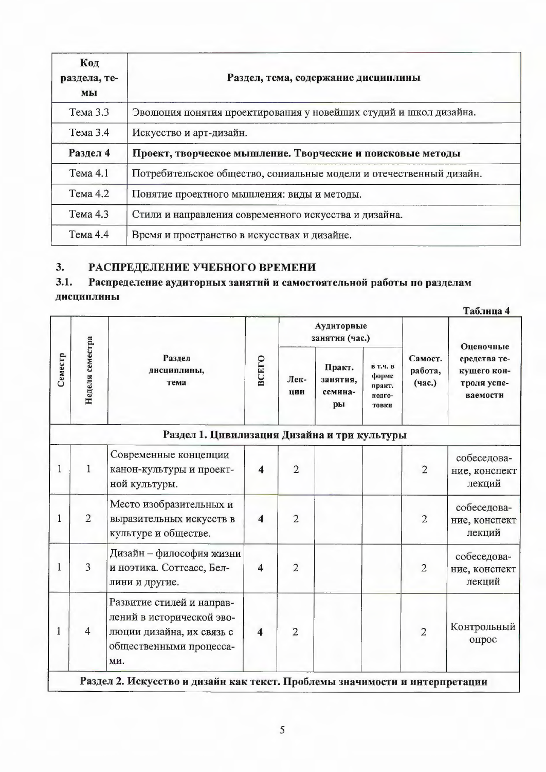| Код раздела, темы | Раздел, тема, содержание дисциплины |
|---|---|
| Тема 3.3 | Эволюция понятия проектирования у новейших студий и школ дизайна. |
| Тема 3.4 | Искусство и арт-дизайн. |
| **Раздел 4** | **Проект, творческое мышление. Творческие и поисковые методы** |
| Тема 4.1 | Потребительское общество, социальные модели и отечественный дизайн. |
| Тема 4.2 | Понятие проектного мышления: виды и методы. |
| Тема 4.3 | Стили и направления современного искусства и дизайна. |
| Тема 4.4 | Время и пространство в искусствах и дизайне. |

## 3. РАСПРЕДЕЛЕНИЕ УЧЕБНОГО ВРЕМЕНИ

### 3.1. Распределение аудиторных занятий и самостоятельной работы по разделам дисциплины

Таблица 4

| Семестр | Неделя семестра | Раздел дисциплины, тема | ВСЕГО | Аудиторные занятия (час.) | | | Самост. работа, (час.) | Оценочные средства текущего контроля успеваемости |
|---|---|---|---|---|---|---|---|---|
| | | | | Лекции | Практ. занятия, семинары | в т.ч. в форме практ. подготовки | | |
| **Раздел 1. Цивилизация Дизайна и три культуры** | | | | | | | | |
| 1 | 1 | Современные концепции канон-культуры и проектной культуры. | **4** | 2 | | | 2 | собеседование, конспект лекций |
| 1 | 2 | Место изобразительных и выразительных искусств в культуре и обществе. | **4** | 2 | | | 2 | собеседование, конспект лекций |
| 1 | 3 | Дизайн – философия жизни и поэтика. Соттсасс, Беллини и другие. | **4** | 2 | | | 2 | собеседование, конспект лекций |
| 1 | 4 | Развитие стилей и направлений в исторической эволюции дизайна, их связь с общественными процессами. | **4** | 2 | | | 2 | Контрольный опрос |
| **Раздел 2. Искусство и дизайн как текст. Проблемы значимости и интерпретации** | | | | | | | | |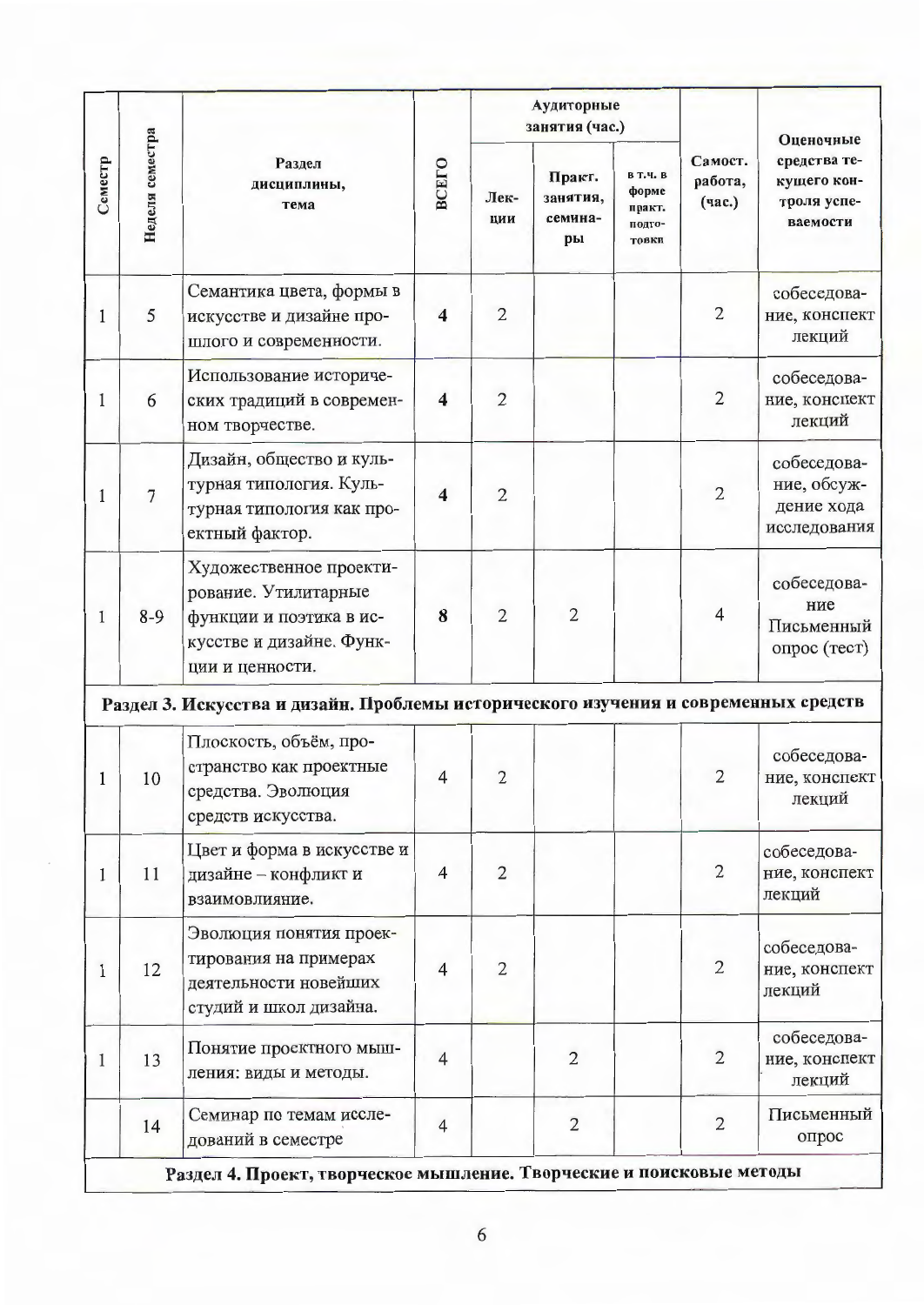| Семестр | Неделя семестра | Раздел дисциплины, тема | ВСЕГО | Аудиторные занятия (час.) | | | Самост. работа, (час.) | Оценочные средства текущего контроля успеваемости |
|---|---|---|---|---|---|---|---|---|
| | | | | Лекции | Практ. занятия, семинары | в т.ч. в форме практ. подготовки | | |
| 1 | 5 | Семантика цвета, формы в искусстве и дизайне прошлого и современности. | **4** | 2 | | | 2 | собеседование, конспект лекций |
| 1 | 6 | Использование исторических традиций в современном творчестве. | **4** | 2 | | | 2 | собеседование, конспект лекций |
| 1 | 7 | Дизайн, общество и культурная типология. Культурная типология как проектный фактор. | **4** | 2 | | | 2 | собеседование, обсуждение хода исследования |
| 1 | 8-9 | Художественное проектирование. Утилитарные функции и поэтика в искусстве и дизайне. Функции и ценности. | **8** | 2 | 2 | | 4 | собеседование Письменный опрос (тест) |
| **Раздел 3. Искусства и дизайн. Проблемы исторического изучения и современных средств** | | | | | | | | |
| 1 | 10 | Плоскость, объём, пространство как проектные средства. Эволюция средств искусства. | 4 | 2 | | | 2 | собеседование, конспект лекций |
| 1 | 11 | Цвет и форма в искусстве и дизайне – конфликт и взаимовлияние. | 4 | 2 | | | 2 | собеседование, конспект лекций |
| 1 | 12 | Эволюция понятия проектирования на примерах деятельности новейших студий и школ дизайна. | 4 | 2 | | | 2 | собеседование, конспект лекций |
| 1 | 13 | Понятие проектного мышления: виды и методы. | 4 | | 2 | | 2 | собеседование, конспект лекций |
| | 14 | Семинар по темам исследований в семестре | 4 | | 2 | | 2 | Письменный опрос |
| **Раздел 4. Проект, творческое мышление. Творческие и поисковые методы** | | | | | | | | |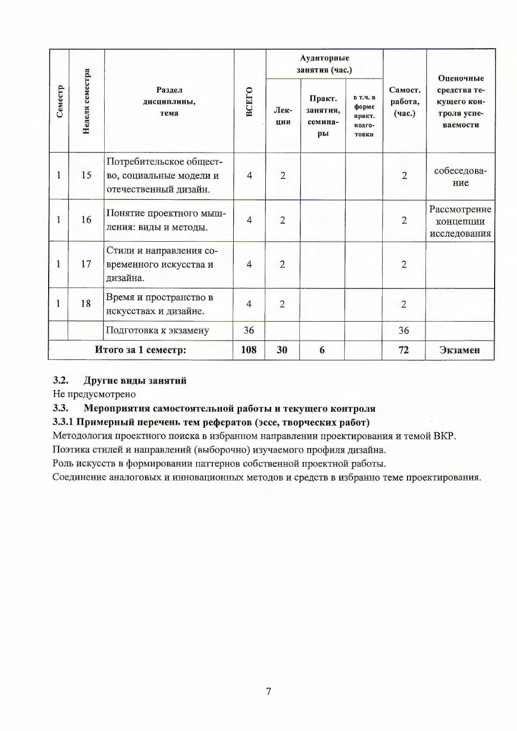| Семестр | Неделя семестра | Раздел дисциплины, тема | ВСЕГО | Аудиторные занятия (час.) | | | Самост. работа, (час.) | Оценочные средства текущего контроля успеваемости |
|---|---|---|---|---|---|---|---|---|
| | | | | Лекции | Практ. занятия, семинары | в т.ч. в форме практ. подготовки | | |
| 1 | 15 | Потребительское общество, социальные модели и отечественный дизайн. | 4 | 2 | | | 2 | собеседование |
| 1 | 16 | Понятие проектного мышления: виды и методы. | 4 | 2 | | | 2 | Рассмотрение концепции исследования |
| 1 | 17 | Стили и направления современного искусства и дизайна. | 4 | 2 | | | 2 | |
| 1 | 18 | Время и пространство в искусствах и дизайне. | 4 | 2 | | | 2 | |
| | | Подготовка к экзамену | 36 | | | | 36 | |
| **Итого за 1 семестр:** | | | **108** | **30** | **6** | | **72** | **Экзамен** |

### 3.2. Другие виды занятий

Не предусмотрено

### 3.3. Мероприятия самостоятельной работы и текущего контроля

#### 3.3.1 Примерный перечень тем рефератов (эссе, творческих работ)

Методология проектного поиска в избранном направлении проектирования и темой ВКР.

Поэтика стилей и направлений (выборочно) изучаемого профиля дизайна.

Роль искусств в формировании паттернов собственной проектной работы.

Соединение аналоговых и инновационных методов и средств в избранно теме проектирования.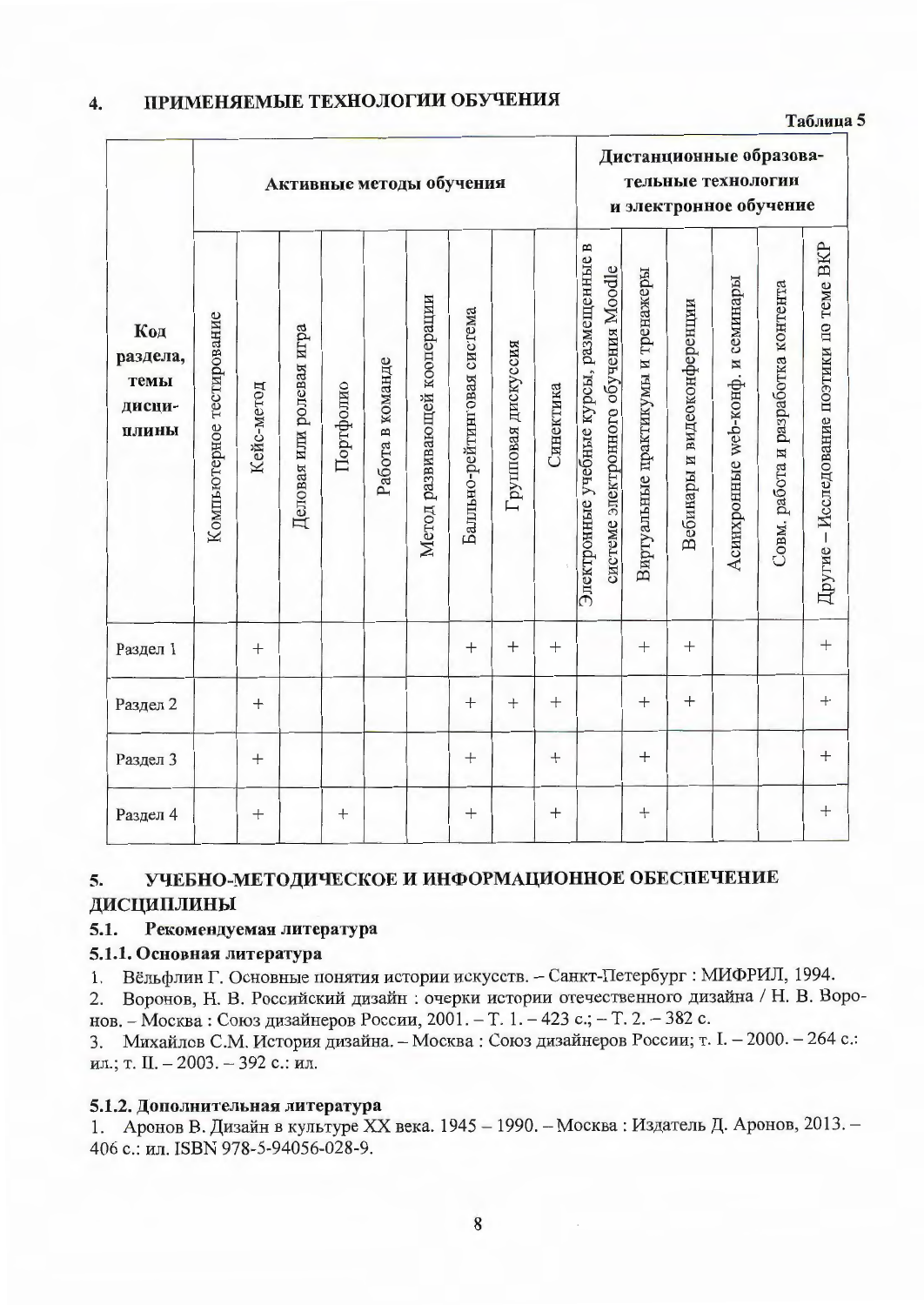## 4. ПРИМЕНЯЕМЫЕ ТЕХНОЛОГИИ ОБУЧЕНИЯ

Таблица 5

| Код раздела, темы дисциплины | Активные методы обучения | | | | | | | | | Дистанционные образовательные технологии и электронное обучение | | | | | |
|---|---|---|---|---|---|---|---|---|---|---|---|---|---|---|---|
| | Компьютерное тестирование | Кейс-метод | Деловая или ролевая игра | Портфолио | Работа в команде | Метод развивающей кооперации | Балльно-рейтинговая система | Групповая дискуссия | Синектика | Электронные учебные курсы, размещенные в системе электронного обучения Moodle | Виртуальные практикумы и тренажеры | Вебинары и видеоконференции | Асинхронные web-конф. и семинары | Совм. работа и разработка контента | Другие – Исследование поэтики по теме ВКР |
| Раздел 1 | | + | | | | | + | + | + | | + | + | | | + |
| Раздел 2 | | + | | | | | + | + | + | | + | + | | | + |
| Раздел 3 | | + | | | | | + | | + | | + | | | | + |
| Раздел 4 | | + | | + | | | + | | + | | + | | | | + |

## 5. УЧЕБНО-МЕТОДИЧЕСКОЕ И ИНФОРМАЦИОННОЕ ОБЕСПЕЧЕНИЕ ДИСЦИПЛИНЫ

### 5.1. Рекомендуемая литература

#### 5.1.1. Основная литература

1. Вёльфлин Г. Основные понятия истории искусств. – Санкт-Петербург : МИФРИЛ, 1994.
2. Воронов, Н. В. Российский дизайн : очерки истории отечественного дизайна / Н. В. Воронов. – Москва : Союз дизайнеров России, 2001. – Т. 1. – 423 с.; – Т. 2. – 382 с.
3. Михайлов С.М. История дизайна. – Москва : Союз дизайнеров России; т. I. – 2000. – 264 с.: ил.; т. II. – 2003. – 392 с.: ил.

#### 5.1.2. Дополнительная литература

1. Аронов В. Дизайн в культуре XX века. 1945 – 1990. – Москва : Издатель Д. Аронов, 2013. – 406 с.: ил. ISBN 978-5-94056-028-9.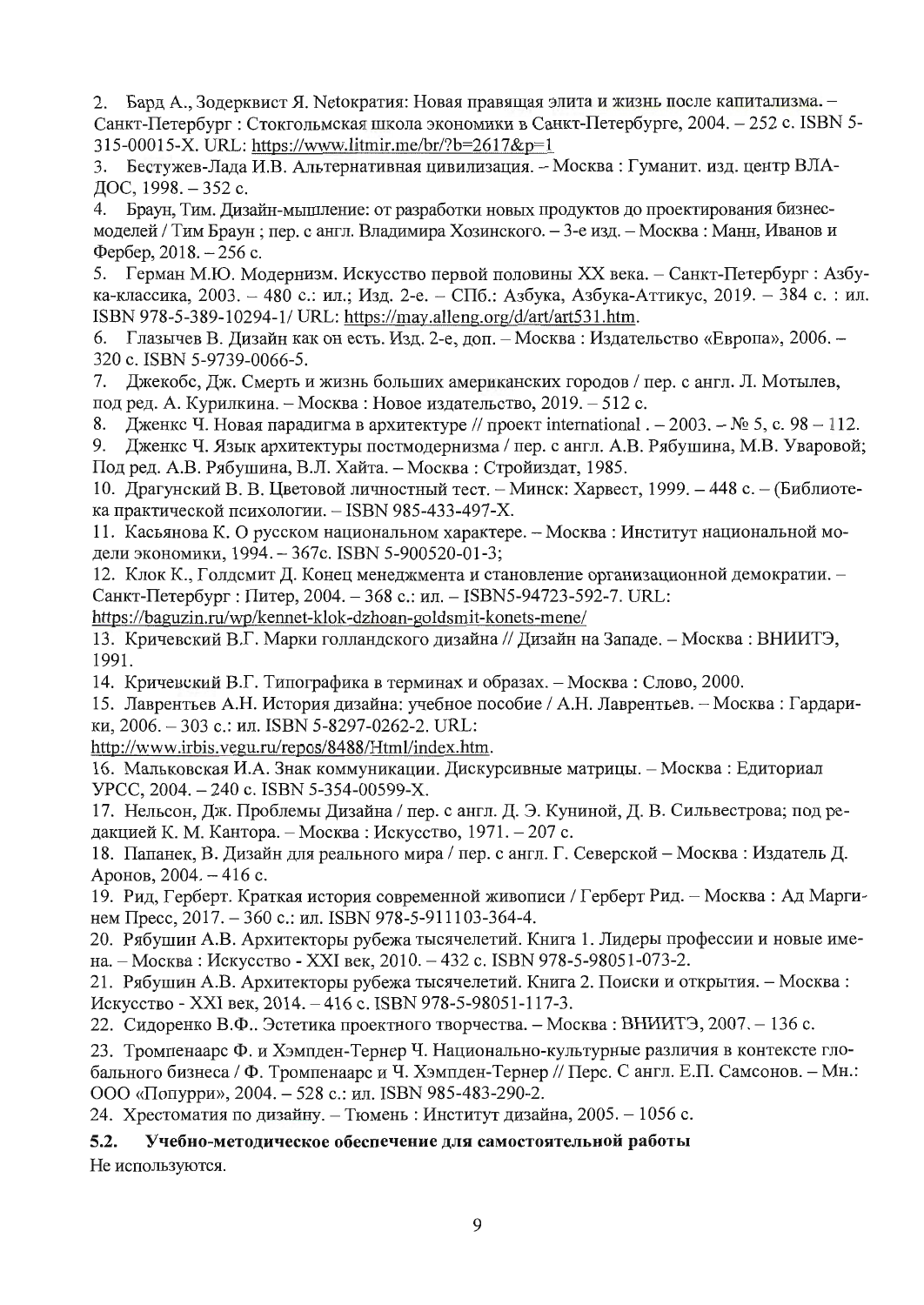2. Бард А., Зодерквист Я. Netократия: Новая правящая элита и жизнь после капитализма. – Санкт-Петербург : Стокгольмская школа экономики в Санкт-Петербурге, 2004. – 252 с. ISBN 5-315-00015-X. URL: https://www.litmir.me/br/?b=2617&p=1
3. Бестужев-Лада И.В. Альтернативная цивилизация. – Москва : Гуманит. изд. центр ВЛАДОС, 1998. – 352 с.
4. Браун, Тим. Дизайн-мышление: от разработки новых продуктов до проектирования бизнес-моделей / Тим Браун ; пер. с англ. Владимира Хозинского. – 3-е изд. – Москва : Манн, Иванов и Фербер, 2018. – 256 с.
5. Герман М.Ю. Модернизм. Искусство первой половины XX века. – Санкт-Петербург : Азбука-классика, 2003. – 480 с.: ил.; Изд. 2-е. – СПб.: Азбука, Азбука-Аттикус, 2019. – 384 с. : ил. ISBN 978-5-389-10294-1/ URL: https://may.alleng.org/d/art/art531.htm.
6. Глазычев В. Дизайн как он есть. Изд. 2-е, доп. – Москва : Издательство «Европа», 2006. – 320 с. ISBN 5-9739-0066-5.
7. Джекобс, Дж. Смерть и жизнь больших американских городов / пер. с англ. Л. Мотылев, под ред. А. Курилкина. – Москва : Новое издательство, 2019. – 512 с.
8. Дженкс Ч. Новая парадигма в архитектуре // проект international . – 2003. – № 5, с. 98 – 112.
9. Дженкс Ч. Язык архитектуры постмодернизма / пер. с англ. А.В. Рябушина, М.В. Уваровой; Под ред. А.В. Рябушина, В.Л. Хайта. – Москва : Стройиздат, 1985.
10. Драгунский В. В. Цветовой личностный тест. – Минск: Харвест, 1999. – 448 с. – (Библиотека практической психологии. – ISBN 985-433-497-X.
11. Касьянова К. О русском национальном характере. – Москва : Институт национальной модели экономики, 1994. – 367с. ISBN 5-900520-01-3;
12. Клок К., Голдсмит Д. Конец менеджмента и становление организационной демократии. – Санкт-Петербург : Питер, 2004. – 368 с.: ил. – ISBN5-94723-592-7. URL: https://baguzin.ru/wp/kennet-klok-dzhoan-goldsmit-konets-mene/
13. Кричевский В.Г. Марки голландского дизайна // Дизайн на Западе. – Москва : ВНИИТЭ, 1991.
14. Кричевский В.Г. Типографика в терминах и образах. – Москва : Слово, 2000.
15. Лаврентьев А.Н. История дизайна: учебное пособие / А.Н. Лаврентьев. – Москва : Гардарики, 2006. – 303 с.: ил. ISBN 5-8297-0262-2. URL: http://www.irbis.vegu.ru/repos/8488/Html/index.htm.
16. Мальковская И.А. Знак коммуникации. Дискурсивные матрицы. – Москва : Едиториал УРСС, 2004. – 240 с. ISBN 5-354-00599-X.
17. Нельсон, Дж. Проблемы Дизайна / пер. с англ. Д. Э. Куниной, Д. В. Сильвестрова; под редакцией К. М. Кантора. – Москва : Искусство, 1971. – 207 с.
18. Папанек, В. Дизайн для реального мира / пер. с англ. Г. Северской – Москва : Издатель Д. Аронов, 2004. – 416 с.
19. Рид, Герберт. Краткая история современной живописи / Герберт Рид. – Москва : Ад Маргинем Пресс, 2017. – 360 с.: ил. ISBN 978-5-911103-364-4.
20. Рябушин А.В. Архитекторы рубежа тысячелетий. Книга 1. Лидеры профессии и новые имена. – Москва : Искусство - XXI век, 2010. – 432 с. ISBN 978-5-98051-073-2.
21. Рябушин А.В. Архитекторы рубежа тысячелетий. Книга 2. Поиски и открытия. – Москва : Искусство - XXI век, 2014. – 416 с. ISBN 978-5-98051-117-3.
22. Сидоренко В.Ф.. Эстетика проектного творчества. – Москва : ВНИИТЭ, 2007. – 136 с.
23. Тромпенаарс Ф. и Хэмпден-Тернер Ч. Национально-культурные различия в контексте глобального бизнеса / Ф. Тромпенаарс и Ч. Хэмпден-Тернер // Перс. С англ. Е.П. Самсонов. – Мн.: ООО «Попурри», 2004. – 528 с.: ил. ISBN 985-483-290-2.
24. Хрестоматия по дизайну. – Тюмень : Институт дизайна, 2005. – 1056 с.

### 5.2. Учебно-методическое обеспечение для самостоятельной работы

Не используются.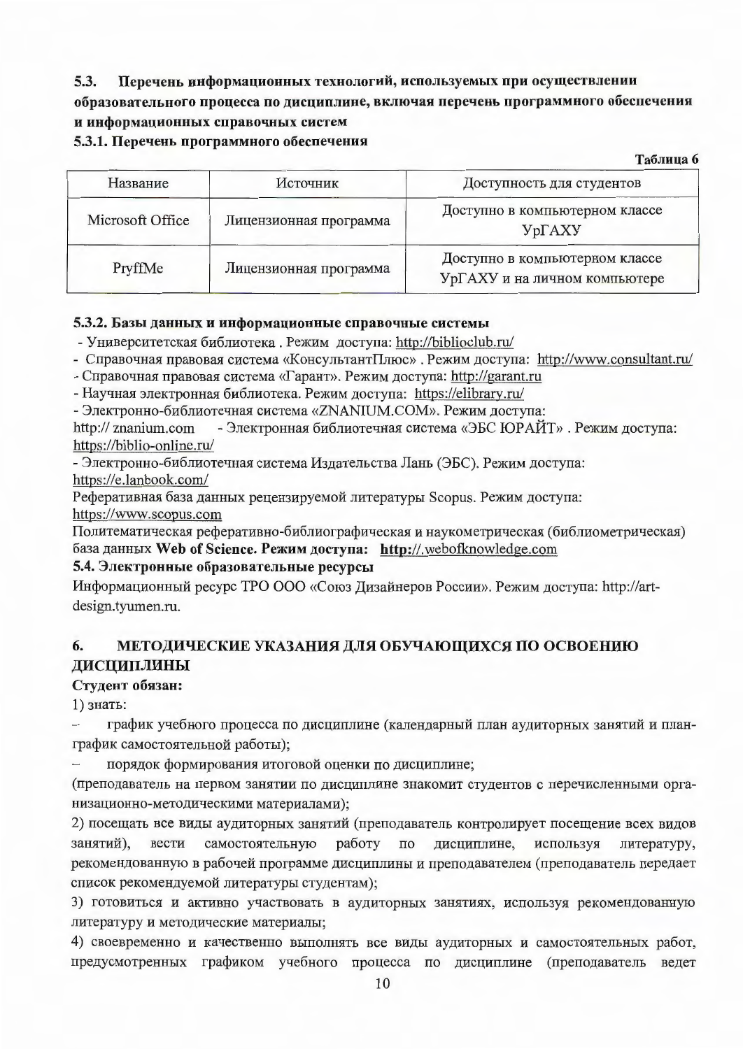### 5.3. Перечень информационных технологий, используемых при осуществлении образовательного процесса по дисциплине, включая перечень программного обеспечения и информационных справочных систем

#### 5.3.1. Перечень программного обеспечения

**Таблица 6**

| Название | Источник | Доступность для студентов |
|---|---|---|
| Microsoft Office | Лицензионная программа | Доступно в компьютерном классе УрГАХУ |
| PryffMe | Лицензионная программа | Доступно в компьютерном классе УрГАХУ и на личном компьютере |

#### 5.3.2. Базы данных и информационные справочные системы

- Университетская библиотека . Режим доступа: http://biblioclub.ru/
- Справочная правовая система «КонсультантПлюс» . Режим доступа: http://www.consultant.ru/
- Справочная правовая система «Гарант». Режим доступа: http://garant.ru
- Научная электронная библиотека. Режим доступа: https://elibrary.ru/
- Электронно-библиотечная система «ZNANIUM.COM». Режим доступа: http:// znanium.com - Электронная библиотечная система «ЭБС ЮРАЙТ» . Режим доступа: https://biblio-online.ru/
- Электронно-библиотечная система Издательства Лань (ЭБС). Режим доступа: https://e.lanbook.com/

Реферативная база данных рецензируемой литературы Scopus. Режим доступа: https://www.scopus.com

Политематическая реферативно-библиографическая и наукометрическая (библиометрическая) база данных **Web of Science. Режим доступа: http://.webofknowledge.com**

#### 5.4. Электронные образовательные ресурсы

Информационный ресурс ТРО ООО «Союз Дизайнеров России». Режим доступа: http://art-design.tyumen.ru.

## 6. МЕТОДИЧЕСКИЕ УКАЗАНИЯ ДЛЯ ОБУЧАЮЩИХСЯ ПО ОСВОЕНИЮ ДИСЦИПЛИНЫ

**Студент обязан:**

1) знать:

- график учебного процесса по дисциплине (календарный план аудиторных занятий и план-график самостоятельной работы);
- порядок формирования итоговой оценки по дисциплине;

(преподаватель на первом занятии по дисциплине знакомит студентов с перечисленными организационно-методическими материалами);

2) посещать все виды аудиторных занятий (преподаватель контролирует посещение всех видов занятий), вести самостоятельную работу по дисциплине, используя литературу, рекомендованную в рабочей программе дисциплины и преподавателем (преподаватель передает список рекомендуемой литературы студентам);

3) готовиться и активно участвовать в аудиторных занятиях, используя рекомендованную литературу и методические материалы;

4) своевременно и качественно выполнять все виды аудиторных и самостоятельных работ, предусмотренных графиком учебного процесса по дисциплине (преподаватель ведет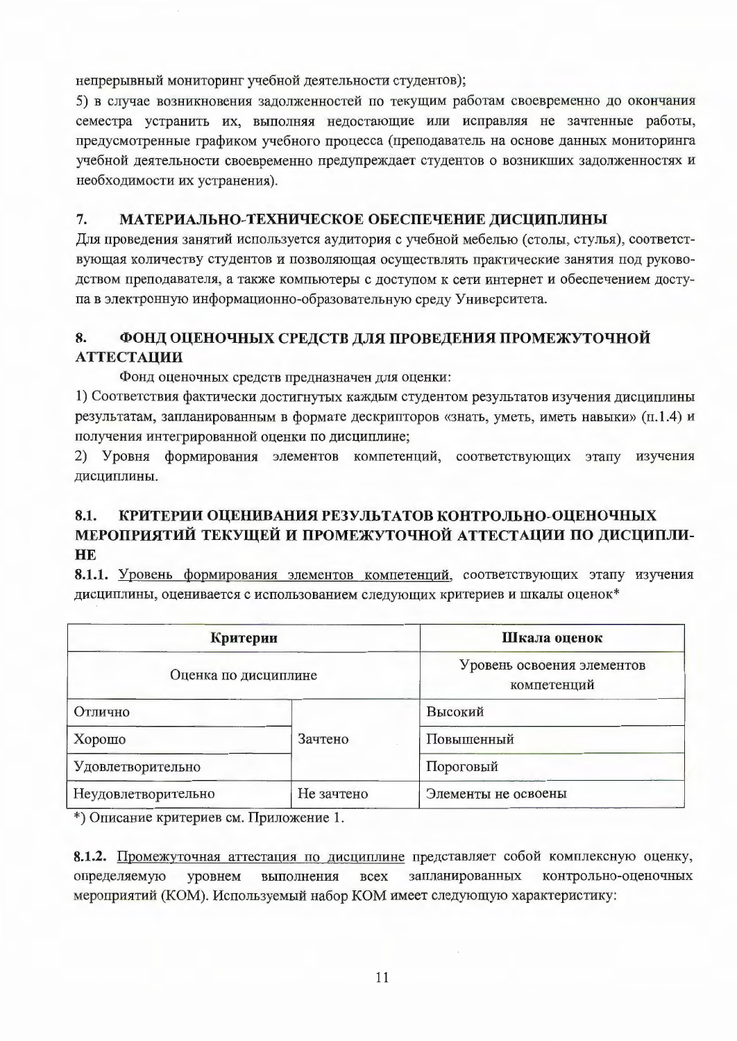непрерывный мониторинг учебной деятельности студентов);

5) в случае возникновения задолженностей по текущим работам своевременно до окончания семестра устранить их, выполняя недостающие или исправляя не зачтенные работы, предусмотренные графиком учебного процесса (преподаватель на основе данных мониторинга учебной деятельности своевременно предупреждает студентов о возникших задолженностях и необходимости их устранения).

## 7. МАТЕРИАЛЬНО-ТЕХНИЧЕСКОЕ ОБЕСПЕЧЕНИЕ ДИСЦИПЛИНЫ

Для проведения занятий используется аудитория с учебной мебелью (столы, стулья), соответствующая количеству студентов и позволяющая осуществлять практические занятия под руководством преподавателя, а также компьютеры с доступом к сети интернет и обеспечением доступа в электронную информационно-образовательную среду Университета.

## 8. ФОНД ОЦЕНОЧНЫХ СРЕДСТВ ДЛЯ ПРОВЕДЕНИЯ ПРОМЕЖУТОЧНОЙ АТТЕСТАЦИИ

Фонд оценочных средств предназначен для оценки:

1) Соответствия фактически достигнутых каждым студентом результатов изучения дисциплины результатам, запланированным в формате дескрипторов «знать, уметь, иметь навыки» (п.1.4) и получения интегрированной оценки по дисциплине;

2) Уровня формирования элементов компетенций, соответствующих этапу изучения дисциплины.

### 8.1. КРИТЕРИИ ОЦЕНИВАНИЯ РЕЗУЛЬТАТОВ КОНТРОЛЬНО-ОЦЕНОЧНЫХ МЕРОПРИЯТИЙ ТЕКУЩЕЙ И ПРОМЕЖУТОЧНОЙ АТТЕСТАЦИИ ПО ДИСЦИПЛИНЕ

**8.1.1.** Уровень формирования элементов компетенций, соответствующих этапу изучения дисциплины, оценивается с использованием следующих критериев и шкалы оценок*

| Критерии | | Шкала оценок |
|---|---|---|
| Оценка по дисциплине | | Уровень освоения элементов компетенций |
| Отлично | Зачтено | Высокий |
| Хорошо | | Повышенный |
| Удовлетворительно | | Пороговый |
| Неудовлетворительно | Не зачтено | Элементы не освоены |

*) Описание критериев см. Приложение 1.

**8.1.2.** Промежуточная аттестация по дисциплине представляет собой комплексную оценку, определяемую уровнем выполнения всех запланированных контрольно-оценочных мероприятий (КОМ). Используемый набор КОМ имеет следующую характеристику: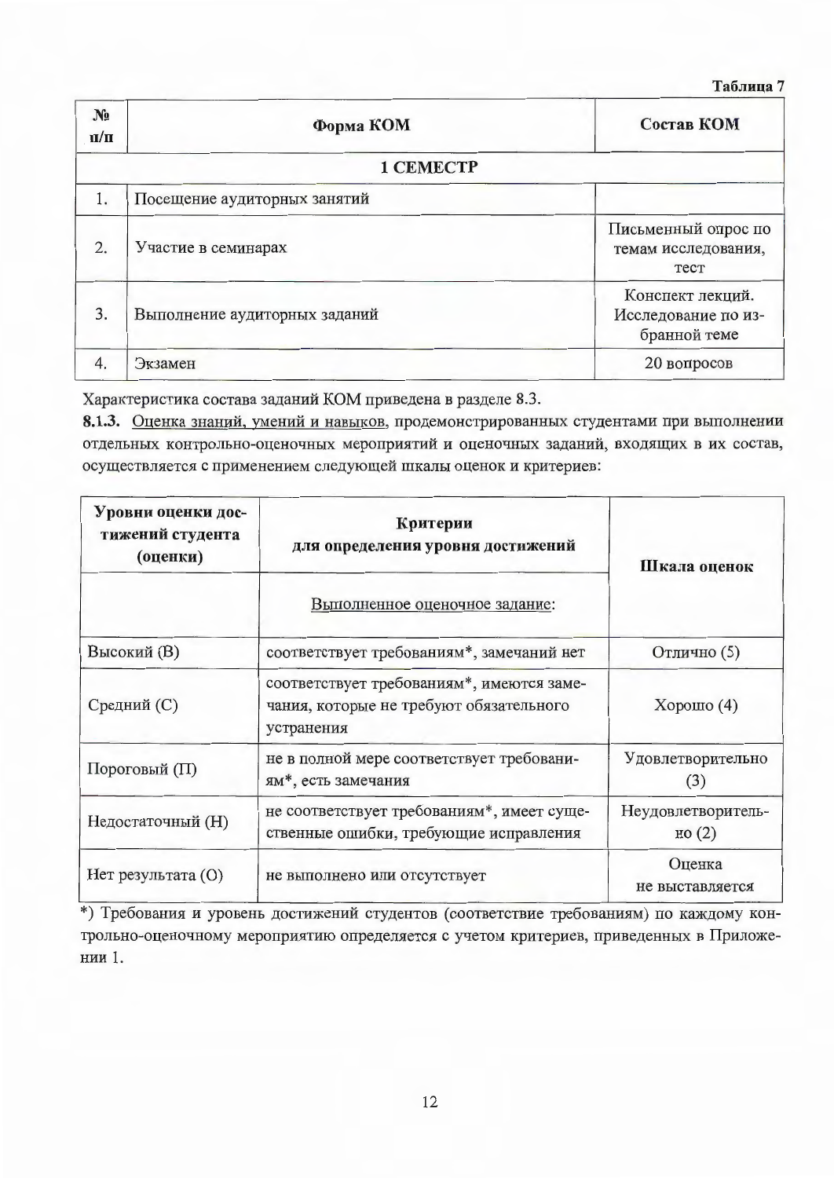Таблица 7

| № п/п | Форма КОМ | Состав КОМ |
|---|---|---|
| | **1 СЕМЕСТР** | |
| 1. | Посещение аудиторных занятий | |
| 2. | Участие в семинарах | Письменный опрос по темам исследования, тест |
| 3. | Выполнение аудиторных заданий | Конспект лекций. Исследование по избранной теме |
| 4. | Экзамен | 20 вопросов |

Характеристика состава заданий КОМ приведена в разделе 8.3.

**8.1.3.** Оценка знаний, умений и навыков, продемонстрированных студентами при выполнении отдельных контрольно-оценочных мероприятий и оценочных заданий, входящих в их состав, осуществляется с применением следующей шкалы оценок и критериев:

| Уровни оценки достижений студента (оценки) | Критерии для определения уровня достижений | Шкала оценок |
|---|---|---|
| | Выполненное оценочное задание: | |
| Высокий (В) | соответствует требованиям*, замечаний нет | Отлично (5) |
| Средний (С) | соответствует требованиям*, имеются замечания, которые не требуют обязательного устранения | Хорошо (4) |
| Пороговый (П) | не в полной мере соответствует требованиям*, есть замечания | Удовлетворительно (3) |
| Недостаточный (Н) | не соответствует требованиям*, имеет существенные ошибки, требующие исправления | Неудовлетворительно (2) |
| Нет результата (О) | не выполнено или отсутствует | Оценка не выставляется |

*) Требования и уровень достижений студентов (соответствие требованиям) по каждому контрольно-оценочному мероприятию определяется с учетом критериев, приведенных в Приложении 1.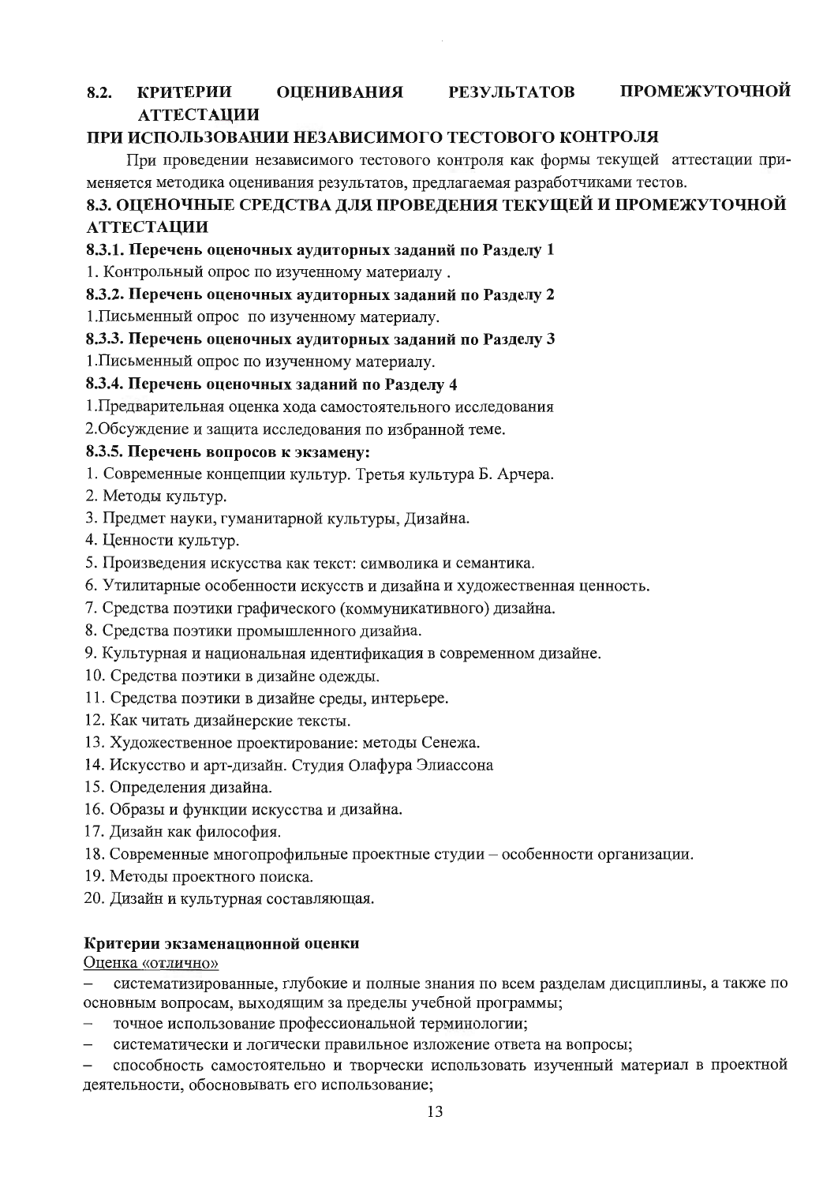## 8.2. КРИТЕРИИ ОЦЕНИВАНИЯ РЕЗУЛЬТАТОВ ПРОМЕЖУТОЧНОЙ АТТЕСТАЦИИ

## ПРИ ИСПОЛЬЗОВАНИИ НЕЗАВИСИМОГО ТЕСТОВОГО КОНТРОЛЯ

При проведении независимого тестового контроля как формы текущей аттестации применяется методика оценивания результатов, предлагаемая разработчиками тестов.

## 8.3. ОЦЕНОЧНЫЕ СРЕДСТВА ДЛЯ ПРОВЕДЕНИЯ ТЕКУЩЕЙ И ПРОМЕЖУТОЧНОЙ АТТЕСТАЦИИ

### 8.3.1. Перечень оценочных аудиторных заданий по Разделу 1

1. Контрольный опрос по изученному материалу .

### 8.3.2. Перечень оценочных аудиторных заданий по Разделу 2

1.Письменный опрос по изученному материалу.

### 8.3.3. Перечень оценочных аудиторных заданий по Разделу 3

1.Письменный опрос по изученному материалу.

### 8.3.4. Перечень оценочных заданий по Разделу 4

1.Предварительная оценка хода самостоятельного исследования

2.Обсуждение и защита исследования по избранной теме.

### 8.3.5. Перечень вопросов к экзамену:

1. Современные концепции культур. Третья культура Б. Арчера.
2. Методы культур.
3. Предмет науки, гуманитарной культуры, Дизайна.
4. Ценности культур.
5. Произведения искусства как текст: символика и семантика.
6. Утилитарные особенности искусств и дизайна и художественная ценность.
7. Средства поэтики графического (коммуникативного) дизайна.
8. Средства поэтики промышленного дизайна.
9. Культурная и национальная идентификация в современном дизайне.
10. Средства поэтики в дизайне одежды.
11. Средства поэтики в дизайне среды, интерьере.
12. Как читать дизайнерские тексты.
13. Художественное проектирование: методы Сенежа.
14. Искусство и арт-дизайн. Студия Олафура Элиассона
15. Определения дизайна.
16. Образы и функции искусства и дизайна.
17. Дизайн как философия.
18. Современные многопрофильные проектные студии – особенности организации.
19. Методы проектного поиска.
20. Дизайн и культурная составляющая.

**Критерии экзаменационной оценки**

<u>Оценка «отлично»</u>

- систематизированные, глубокие и полные знания по всем разделам дисциплины, а также по основным вопросам, выходящим за пределы учебной программы;
- точное использование профессиональной терминологии;
- систематически и логически правильное изложение ответа на вопросы;
- способность самостоятельно и творчески использовать изученный материал в проектной деятельности, обосновывать его использование;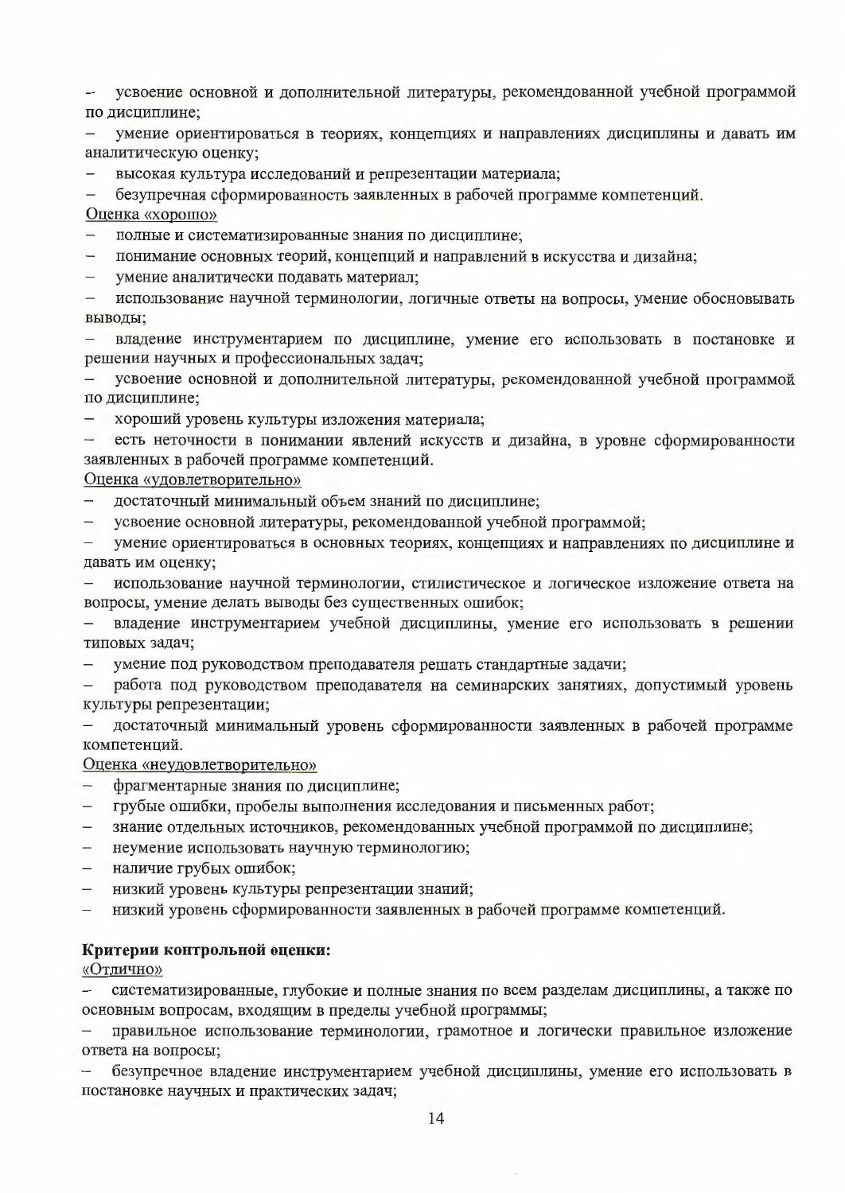- усвоение основной и дополнительной литературы, рекомендованной учебной программой по дисциплине;
- умение ориентироваться в теориях, концепциях и направлениях дисциплины и давать им аналитическую оценку;
- высокая культура исследований и репрезентации материала;
- безупречная сформированность заявленных в рабочей программе компетенций.

<u>Оценка «хорошо»</u>

- полные и систематизированные знания по дисциплине;
- понимание основных теорий, концепций и направлений в искусства и дизайна;
- умение аналитически подавать материал;
- использование научной терминологии, логичные ответы на вопросы, умение обосновывать выводы;
- владение инструментарием по дисциплине, умение его использовать в постановке и решении научных и профессиональных задач;
- усвоение основной и дополнительной литературы, рекомендованной учебной программой по дисциплине;
- хороший уровень культуры изложения материала;
- есть неточности в понимании явлений искусств и дизайна, в уровне сформированности заявленных в рабочей программе компетенций.

<u>Оценка «удовлетворительно»</u>

- достаточный минимальный объем знаний по дисциплине;
- усвоение основной литературы, рекомендованной учебной программой;
- умение ориентироваться в основных теориях, концепциях и направлениях по дисциплине и давать им оценку;
- использование научной терминологии, стилистическое и логическое изложение ответа на вопросы, умение делать выводы без существенных ошибок;
- владение инструментарием учебной дисциплины, умение его использовать в решении типовых задач;
- умение под руководством преподавателя решать стандартные задачи;
- работа под руководством преподавателя на семинарских занятиях, допустимый уровень культуры репрезентации;
- достаточный минимальный уровень сформированности заявленных в рабочей программе компетенций.

<u>Оценка «неудовлетворительно»</u>

- фрагментарные знания по дисциплине;
- грубые ошибки, пробелы выполнения исследования и письменных работ;
- знание отдельных источников, рекомендованных учебной программой по дисциплине;
- неумение использовать научную терминологию;
- наличие грубых ошибок;
- низкий уровень культуры репрезентации знаний;
- низкий уровень сформированности заявленных в рабочей программе компетенций.

**Критерии контрольной оценки:**

<u>«Отлично»</u>

- систематизированные, глубокие и полные знания по всем разделам дисциплины, а также по основным вопросам, входящим в пределы учебной программы;
- правильное использование терминологии, грамотное и логически правильное изложение ответа на вопросы;
- безупречное владение инструментарием учебной дисциплины, умение его использовать в постановке научных и практических задач;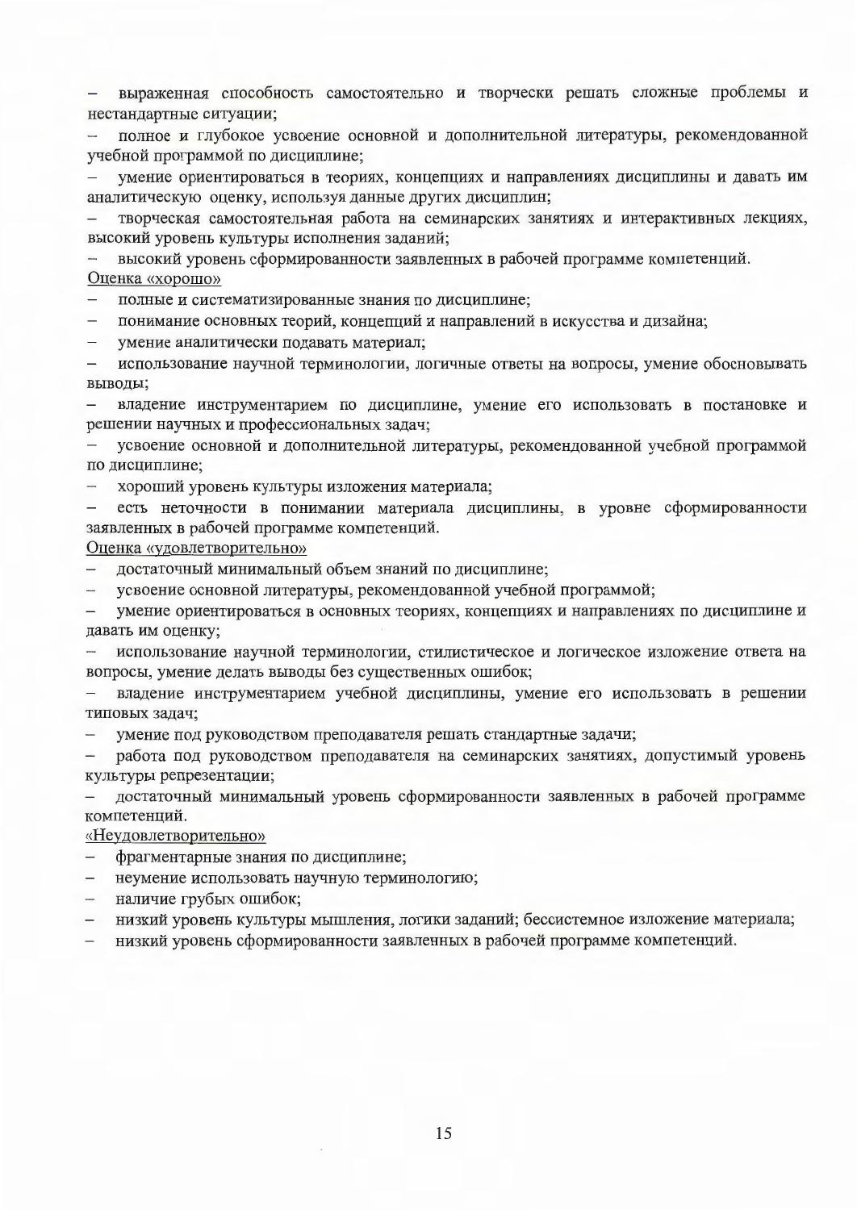- выраженная способность самостоятельно и творчески решать сложные проблемы и нестандартные ситуации;
- полное и глубокое усвоение основной и дополнительной литературы, рекомендованной учебной программой по дисциплине;
- умение ориентироваться в теориях, концепциях и направлениях дисциплины и давать им аналитическую оценку, используя данные других дисциплин;
- творческая самостоятельная работа на семинарских занятиях и интерактивных лекциях, высокий уровень культуры исполнения заданий;
- высокий уровень сформированности заявленных в рабочей программе компетенций.

Оценка «хорошо»

- полные и систематизированные знания по дисциплине;
- понимание основных теорий, концепций и направлений в искусства и дизайна;
- умение аналитически подавать материал;
- использование научной терминологии, логичные ответы на вопросы, умение обосновывать выводы;
- владение инструментарием по дисциплине, умение его использовать в постановке и решении научных и профессиональных задач;
- усвоение основной и дополнительной литературы, рекомендованной учебной программой по дисциплине;
- хороший уровень культуры изложения материала;
- есть неточности в понимании материала дисциплины, в уровне сформированности заявленных в рабочей программе компетенций.

Оценка «удовлетворительно»

- достаточный минимальный объем знаний по дисциплине;
- усвоение основной литературы, рекомендованной учебной программой;
- умение ориентироваться в основных теориях, концепциях и направлениях по дисциплине и давать им оценку;
- использование научной терминологии, стилистическое и логическое изложение ответа на вопросы, умение делать выводы без существенных ошибок;
- владение инструментарием учебной дисциплины, умение его использовать в решении типовых задач;
- умение под руководством преподавателя решать стандартные задачи;
- работа под руководством преподавателя на семинарских занятиях, допустимый уровень культуры репрезентации;
- достаточный минимальный уровень сформированности заявленных в рабочей программе компетенций.

«Неудовлетворительно»

- фрагментарные знания по дисциплине;
- неумение использовать научную терминологию;
- наличие грубых ошибок;
- низкий уровень культуры мышления, логики заданий; бессистемное изложение материала;
- низкий уровень сформированности заявленных в рабочей программе компетенций.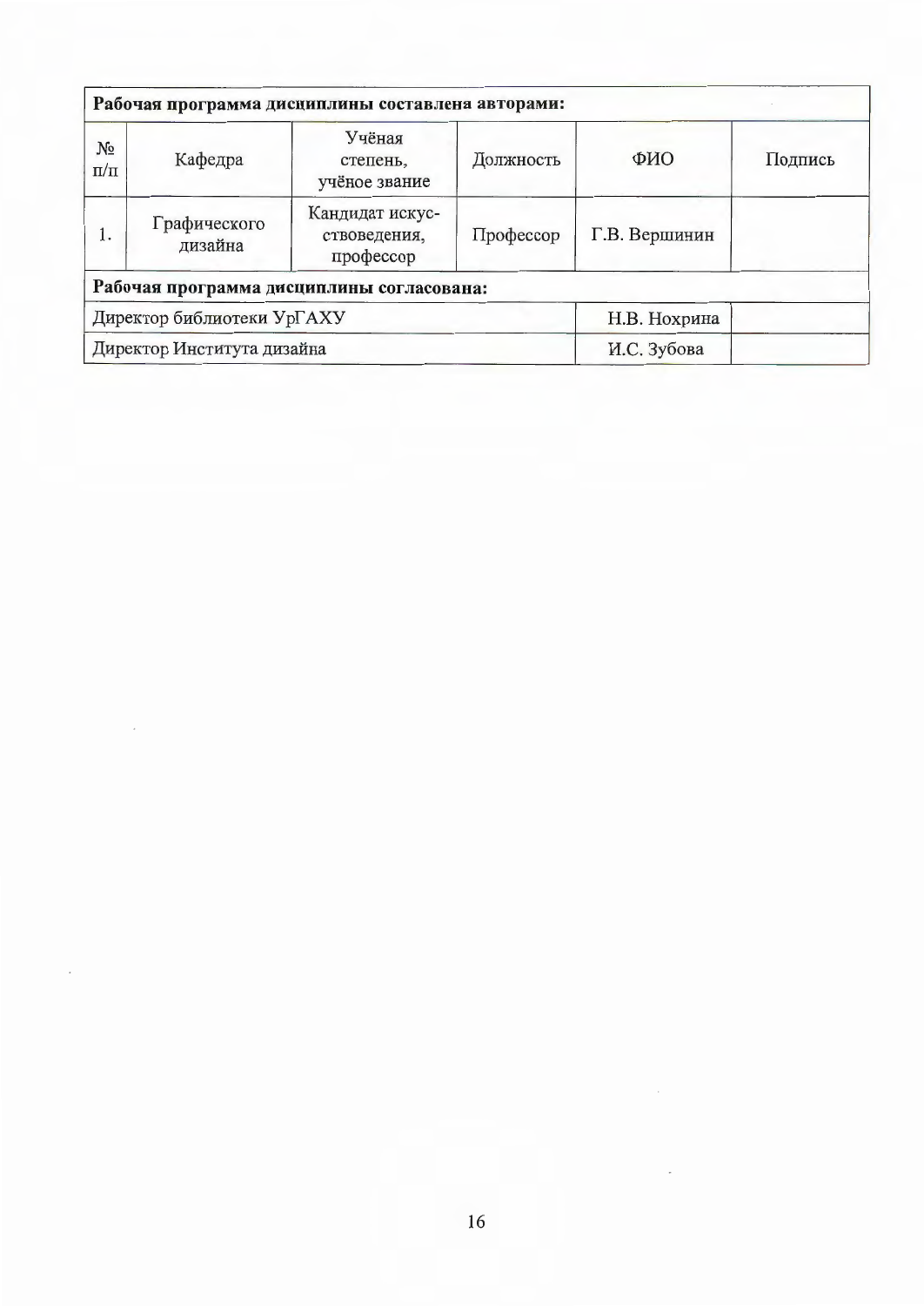| Рабочая программа дисциплины составлена авторами: | | | | | |
|---|---|---|---|---|---|
| № п/п | Кафедра | Учёная степень, учёное звание | Должность | ФИО | Подпись |
| 1. | Графического дизайна | Кандидат искусствоведения, профессор | Профессор | Г.В. Вершинин | |
| **Рабочая программа дисциплины согласована:** | | | | | |
| Директор библиотеки УрГАХУ | | | | Н.В. Нохрина | |
| Директор Института дизайна | | | | И.С. Зубова | |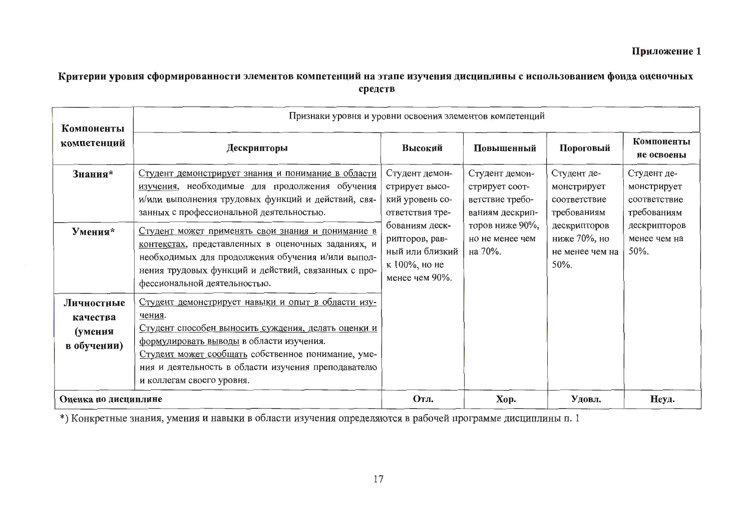**Приложение 1**

**Критерии уровня сформированности элементов компетенций на этапе изучения дисциплины с использованием фонда оценочных средств**

| Компоненты компетенций | Признаки уровня и уровни освоения элементов компетенций | | | | |
|---|---|---|---|---|---|
| | **Дескрипторы** | **Высокий** | **Повышенный** | **Пороговый** | **Компоненты не освоены** |
| **Знания*** | Студент демонстрирует знания и понимание в области изучения, необходимые для продолжения обучения и/или выполнения трудовых функций и действий, связанных с профессиональной деятельностью. | Студент демонстрирует высокий уровень соответствия требованиям дескрипторов, равный или близкий к 100%, но не менее чем 90%. | Студент демонстрирует соответствие требованиям дескрипторов ниже 90%, но не менее чем на 70%. | Студент демонстрирует соответствие требованиям дескрипторов ниже 70%, но не менее чем на 50%. | Студент демонстрирует соответствие требованиям дескрипторов менее чем на 50%. |
| **Умения*** | Студент может применять свои знания и понимание в контекстах, представленных в оценочных заданиях, и необходимых для продолжения обучения и/или выполнения трудовых функций и действий, связанных с профессиональной деятельностью. | | | | |
| **Личностные качества (умения в обучении)** | Студент демонстрирует навыки и опыт в области изучения. Студент способен выносить суждения, делать оценки и формулировать выводы в области изучения. Студент может сообщать собственное понимание, умения и деятельность в области изучения преподавателю и коллегам своего уровня. | | | | |
| **Оценка по дисциплине** | | **Отл.** | **Хор.** | **Удовл.** | **Неуд.** |

*) Конкретные знания, умения и навыки в области изучения определяются в рабочей программе дисциплины п. 1